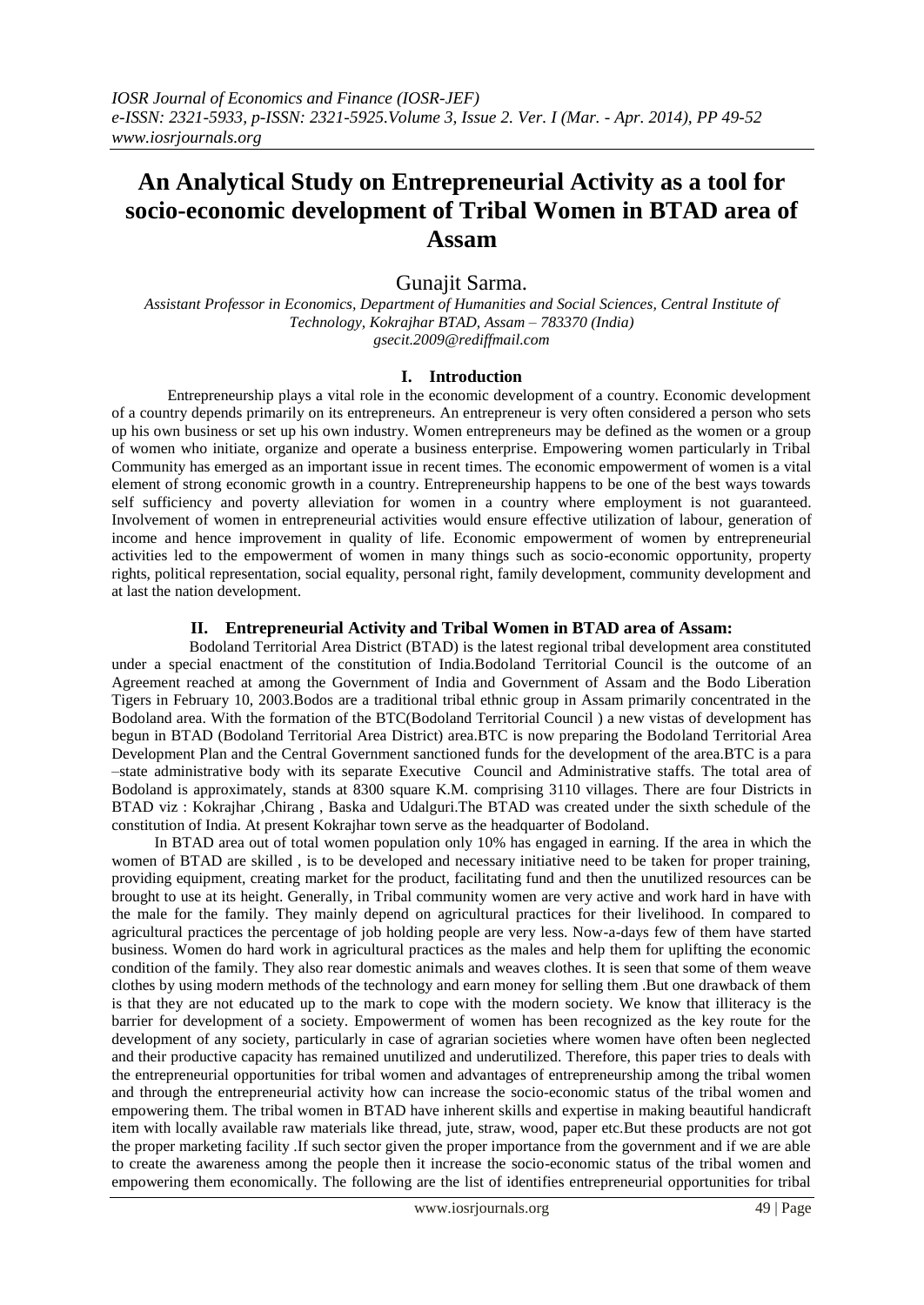# An Analytical Study on Entrepreneurial Activity as a tool for socio-economic development of Tribal Women in BTAD area of Assam

Gunajit Sarma.

*Assistant Professor in Economics, Department of Humanities and Social Sciences, Central Institute of Technology, Kokrajhar BTAD, Assam – 783370 (India)*
*gsecit.2009@rediffmail.com*

## I. Introduction

Entrepreneurship plays a vital role in the economic development of a country. Economic development of a country depends primarily on its entrepreneurs. An entrepreneur is very often considered a person who sets up his own business or set up his own industry. Women entrepreneurs may be defined as the women or a group of women who initiate, organize and operate a business enterprise. Empowering women particularly in Tribal Community has emerged as an important issue in recent times. The economic empowerment of women is a vital element of strong economic growth in a country. Entrepreneurship happens to be one of the best ways towards self sufficiency and poverty alleviation for women in a country where employment is not guaranteed. Involvement of women in entrepreneurial activities would ensure effective utilization of labour, generation of income and hence improvement in quality of life. Economic empowerment of women by entrepreneurial activities led to the empowerment of women in many things such as socio-economic opportunity, property rights, political representation, social equality, personal right, family development, community development and at last the nation development.

## II. Entrepreneurial Activity and Tribal Women in BTAD area of Assam:

Bodoland Territorial Area District (BTAD) is the latest regional tribal development area constituted under a special enactment of the constitution of India.Bodoland Territorial Council is the outcome of an Agreement reached at among the Government of India and Government of Assam and the Bodo Liberation Tigers in February 10, 2003.Bodos are a traditional tribal ethnic group in Assam primarily concentrated in the Bodoland area. With the formation of the BTC(Bodoland Territorial Council ) a new vistas of development has begun in BTAD (Bodoland Territorial Area District) area.BTC is now preparing the Bodoland Territorial Area Development Plan and the Central Government sanctioned funds for the development of the area.BTC is a para –state administrative body with its separate Executive Council and Administrative staffs. The total area of Bodoland is approximately, stands at 8300 square K.M. comprising 3110 villages. There are four Districts in BTAD viz : Kokrajhar ,Chirang , Baska and Udalguri.The BTAD was created under the sixth schedule of the constitution of India. At present Kokrajhar town serve as the headquarter of Bodoland.

In BTAD area out of total women population only 10% has engaged in earning. If the area in which the women of BTAD are skilled , is to be developed and necessary initiative need to be taken for proper training, providing equipment, creating market for the product, facilitating fund and then the unutilized resources can be brought to use at its height. Generally, in Tribal community women are very active and work hard in have with the male for the family. They mainly depend on agricultural practices for their livelihood. In compared to agricultural practices the percentage of job holding people are very less. Now-a-days few of them have started business. Women do hard work in agricultural practices as the males and help them for uplifting the economic condition of the family. They also rear domestic animals and weaves clothes. It is seen that some of them weave clothes by using modern methods of the technology and earn money for selling them .But one drawback of them is that they are not educated up to the mark to cope with the modern society. We know that illiteracy is the barrier for development of a society. Empowerment of women has been recognized as the key route for the development of any society, particularly in case of agrarian societies where women have often been neglected and their productive capacity has remained unutilized and underutilized. Therefore, this paper tries to deals with the entrepreneurial opportunities for tribal women and advantages of entrepreneurship among the tribal women and through the entrepreneurial activity how can increase the socio-economic status of the tribal women and empowering them. The tribal women in BTAD have inherent skills and expertise in making beautiful handicraft item with locally available raw materials like thread, jute, straw, wood, paper etc.But these products are not got the proper marketing facility .If such sector given the proper importance from the government and if we are able to create the awareness among the people then it increase the socio-economic status of the tribal women and empowering them economically. The following are the list of identifies entrepreneurial opportunities for tribal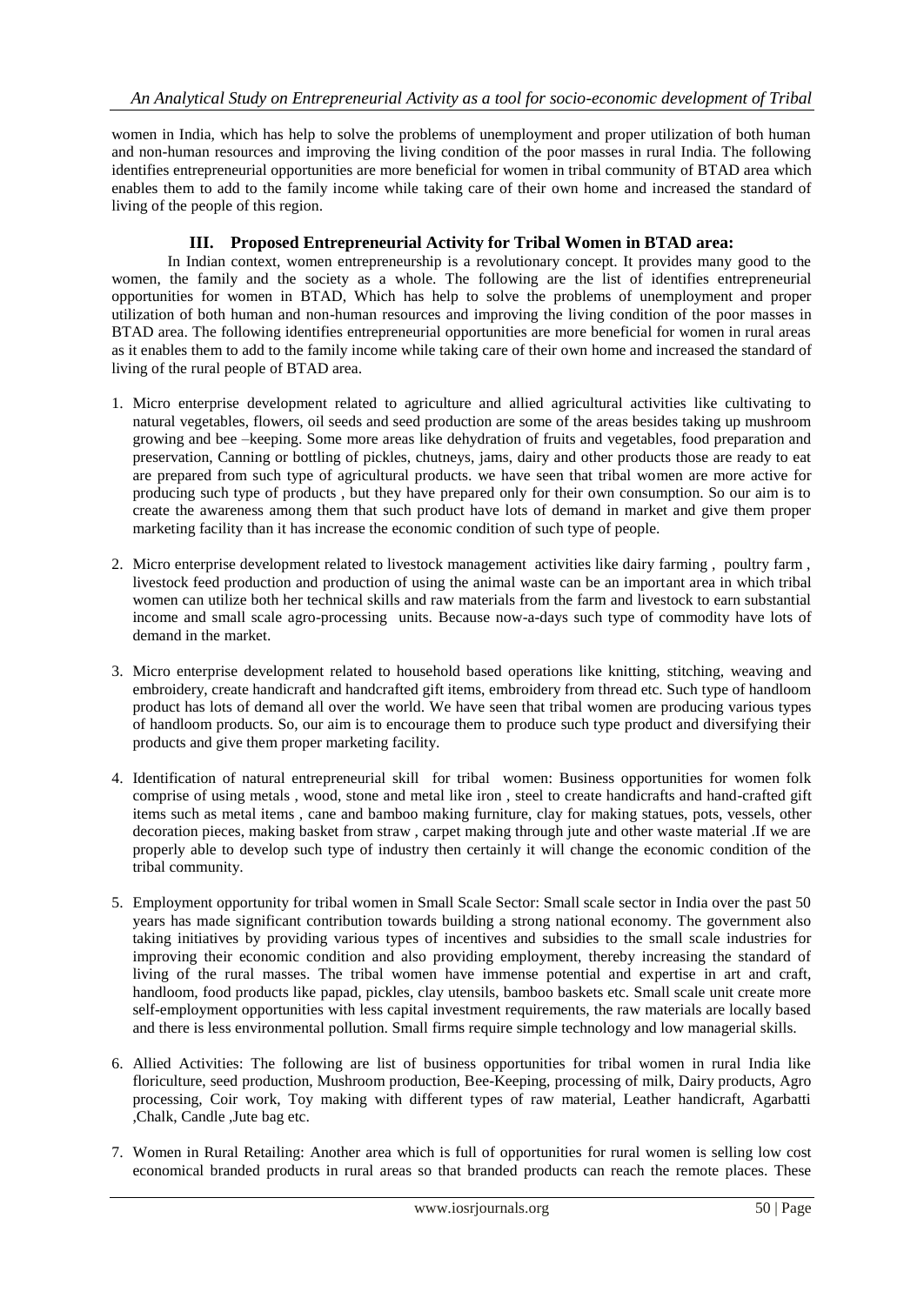women in India, which has help to solve the problems of unemployment and proper utilization of both human and non-human resources and improving the living condition of the poor masses in rural India. The following identifies entrepreneurial opportunities are more beneficial for women in tribal community of BTAD area which enables them to add to the family income while taking care of their own home and increased the standard of living of the people of this region.

## III. Proposed Entrepreneurial Activity for Tribal Women in BTAD area:

In Indian context, women entrepreneurship is a revolutionary concept. It provides many good to the women, the family and the society as a whole. The following are the list of identifies entrepreneurial opportunities for women in BTAD, Which has help to solve the problems of unemployment and proper utilization of both human and non-human resources and improving the living condition of the poor masses in BTAD area. The following identifies entrepreneurial opportunities are more beneficial for women in rural areas as it enables them to add to the family income while taking care of their own home and increased the standard of living of the rural people of BTAD area.

1. Micro enterprise development related to agriculture and allied agricultural activities like cultivating to natural vegetables, flowers, oil seeds and seed production are some of the areas besides taking up mushroom growing and bee –keeping. Some more areas like dehydration of fruits and vegetables, food preparation and preservation, Canning or bottling of pickles, chutneys, jams, dairy and other products those are ready to eat are prepared from such type of agricultural products. we have seen that tribal women are more active for producing such type of products , but they have prepared only for their own consumption. So our aim is to create the awareness among them that such product have lots of demand in market and give them proper marketing facility than it has increase the economic condition of such type of people.

2. Micro enterprise development related to livestock management activities like dairy farming , poultry farm , livestock feed production and production of using the animal waste can be an important area in which tribal women can utilize both her technical skills and raw materials from the farm and livestock to earn substantial income and small scale agro-processing units. Because now-a-days such type of commodity have lots of demand in the market.

3. Micro enterprise development related to household based operations like knitting, stitching, weaving and embroidery, create handicraft and handcrafted gift items, embroidery from thread etc. Such type of handloom product has lots of demand all over the world. We have seen that tribal women are producing various types of handloom products. So, our aim is to encourage them to produce such type product and diversifying their products and give them proper marketing facility.

4. Identification of natural entrepreneurial skill for tribal women: Business opportunities for women folk comprise of using metals , wood, stone and metal like iron , steel to create handicrafts and hand-crafted gift items such as metal items , cane and bamboo making furniture, clay for making statues, pots, vessels, other decoration pieces, making basket from straw , carpet making through jute and other waste material .If we are properly able to develop such type of industry then certainly it will change the economic condition of the tribal community.

5. Employment opportunity for tribal women in Small Scale Sector: Small scale sector in India over the past 50 years has made significant contribution towards building a strong national economy. The government also taking initiatives by providing various types of incentives and subsidies to the small scale industries for improving their economic condition and also providing employment, thereby increasing the standard of living of the rural masses. The tribal women have immense potential and expertise in art and craft, handloom, food products like papad, pickles, clay utensils, bamboo baskets etc. Small scale unit create more self-employment opportunities with less capital investment requirements, the raw materials are locally based and there is less environmental pollution. Small firms require simple technology and low managerial skills.

6. Allied Activities: The following are list of business opportunities for tribal women in rural India like floriculture, seed production, Mushroom production, Bee-Keeping, processing of milk, Dairy products, Agro processing, Coir work, Toy making with different types of raw material, Leather handicraft, Agarbatti ,Chalk, Candle ,Jute bag etc.

7. Women in Rural Retailing: Another area which is full of opportunities for rural women is selling low cost economical branded products in rural areas so that branded products can reach the remote places. These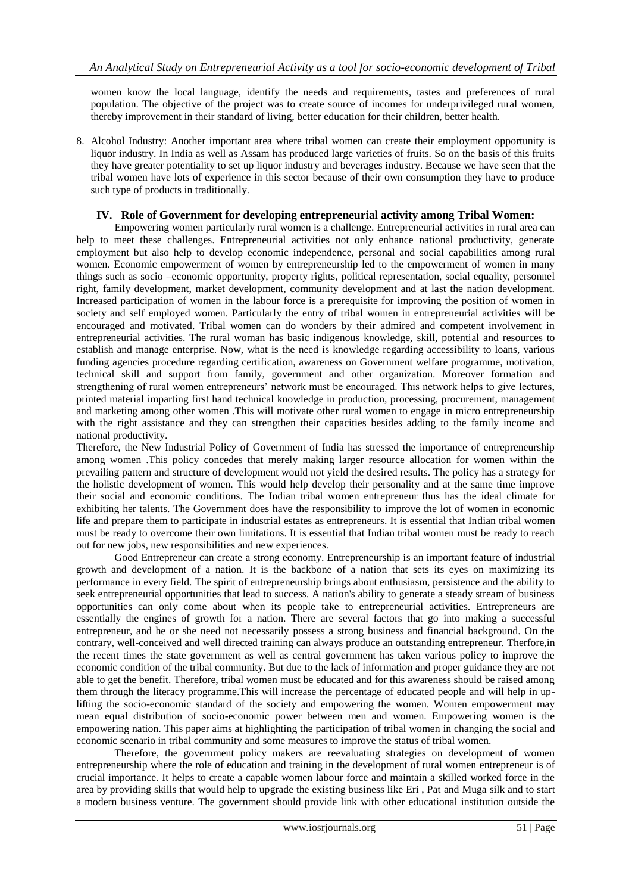women know the local language, identify the needs and requirements, tastes and preferences of rural population. The objective of the project was to create source of incomes for underprivileged rural women, thereby improvement in their standard of living, better education for their children, better health.

8. Alcohol Industry: Another important area where tribal women can create their employment opportunity is liquor industry. In India as well as Assam has produced large varieties of fruits. So on the basis of this fruits they have greater potentiality to set up liquor industry and beverages industry. Because we have seen that the tribal women have lots of experience in this sector because of their own consumption they have to produce such type of products in traditionally.

## IV. Role of Government for developing entrepreneurial activity among Tribal Women:

Empowering women particularly rural women is a challenge. Entrepreneurial activities in rural area can help to meet these challenges. Entrepreneurial activities not only enhance national productivity, generate employment but also help to develop economic independence, personal and social capabilities among rural women. Economic empowerment of women by entrepreneurship led to the empowerment of women in many things such as socio –economic opportunity, property rights, political representation, social equality, personnel right, family development, market development, community development and at last the nation development. Increased participation of women in the labour force is a prerequisite for improving the position of women in society and self employed women. Particularly the entry of tribal women in entrepreneurial activities will be encouraged and motivated. Tribal women can do wonders by their admired and competent involvement in entrepreneurial activities. The rural woman has basic indigenous knowledge, skill, potential and resources to establish and manage enterprise. Now, what is the need is knowledge regarding accessibility to loans, various funding agencies procedure regarding certification, awareness on Government welfare programme, motivation, technical skill and support from family, government and other organization. Moreover formation and strengthening of rural women entrepreneurs' network must be encouraged. This network helps to give lectures, printed material imparting first hand technical knowledge in production, processing, procurement, management and marketing among other women .This will motivate other rural women to engage in micro entrepreneurship with the right assistance and they can strengthen their capacities besides adding to the family income and national productivity.

Therefore, the New Industrial Policy of Government of India has stressed the importance of entrepreneurship among women .This policy concedes that merely making larger resource allocation for women within the prevailing pattern and structure of development would not yield the desired results. The policy has a strategy for the holistic development of women. This would help develop their personality and at the same time improve their social and economic conditions. The Indian tribal women entrepreneur thus has the ideal climate for exhibiting her talents. The Government does have the responsibility to improve the lot of women in economic life and prepare them to participate in industrial estates as entrepreneurs. It is essential that Indian tribal women must be ready to overcome their own limitations. It is essential that Indian tribal women must be ready to reach out for new jobs, new responsibilities and new experiences.

Good Entrepreneur can create a strong economy. Entrepreneurship is an important feature of industrial growth and development of a nation. It is the backbone of a nation that sets its eyes on maximizing its performance in every field. The spirit of entrepreneurship brings about enthusiasm, persistence and the ability to seek entrepreneurial opportunities that lead to success. A nation's ability to generate a steady stream of business opportunities can only come about when its people take to entrepreneurial activities. Entrepreneurs are essentially the engines of growth for a nation. There are several factors that go into making a successful entrepreneur, and he or she need not necessarily possess a strong business and financial background. On the contrary, well-conceived and well directed training can always produce an outstanding entrepreneur. Therfore,in the recent times the state government as well as central government has taken various policy to improve the economic condition of the tribal community. But due to the lack of information and proper guidance they are not able to get the benefit. Therefore, tribal women must be educated and for this awareness should be raised among them through the literacy programme.This will increase the percentage of educated people and will help in up-lifting the socio-economic standard of the society and empowering the women. Women empowerment may mean equal distribution of socio-economic power between men and women. Empowering women is the empowering nation. This paper aims at highlighting the participation of tribal women in changing the social and economic scenario in tribal community and some measures to improve the status of tribal women.

Therefore, the government policy makers are reevaluating strategies on development of women entrepreneurship where the role of education and training in the development of rural women entrepreneur is of crucial importance. It helps to create a capable women labour force and maintain a skilled worked force in the area by providing skills that would help to upgrade the existing business like Eri , Pat and Muga silk and to start a modern business venture. The government should provide link with other educational institution outside the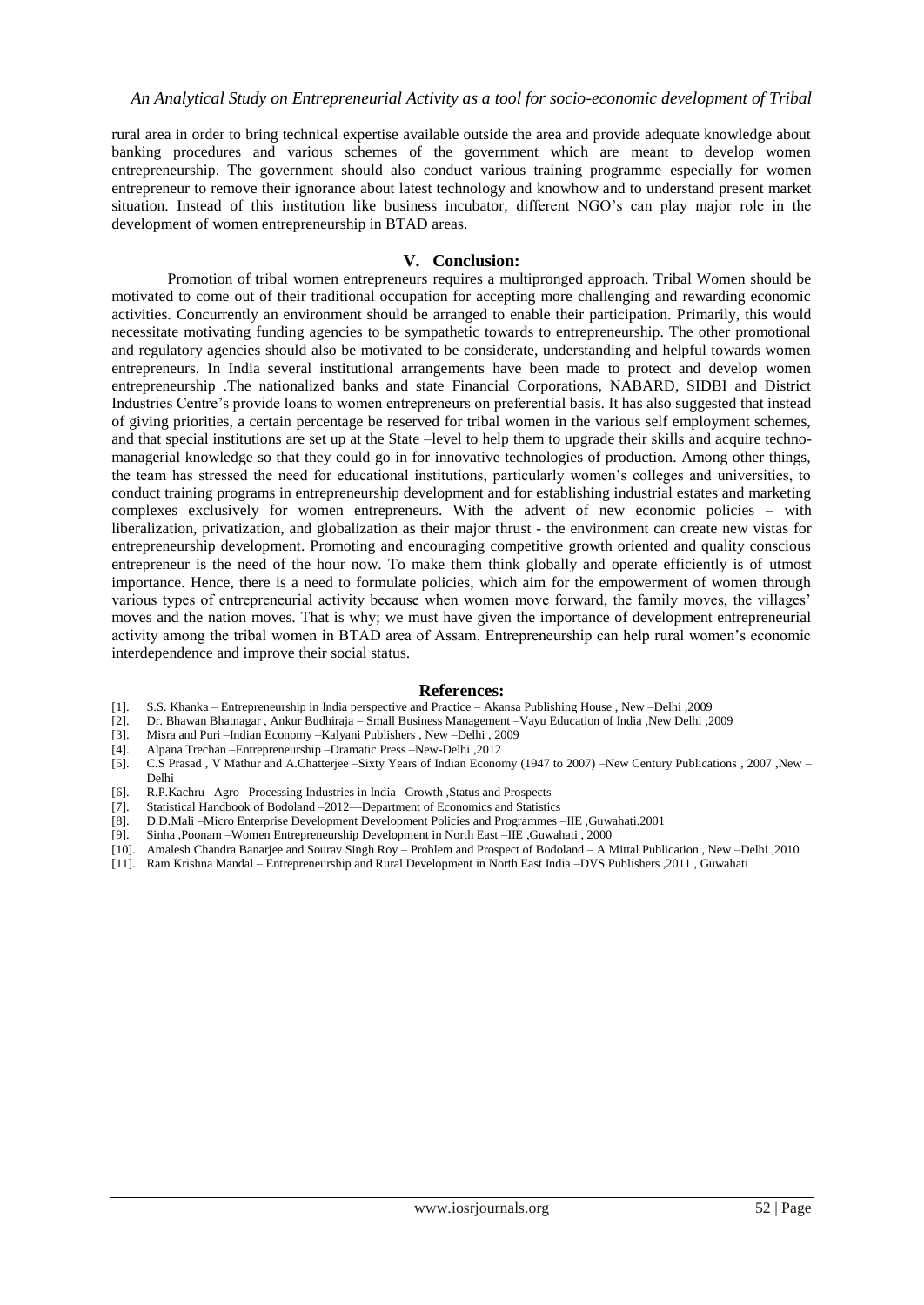rural area in order to bring technical expertise available outside the area and provide adequate knowledge about banking procedures and various schemes of the government which are meant to develop women entrepreneurship. The government should also conduct various training programme especially for women entrepreneur to remove their ignorance about latest technology and knowhow and to understand present market situation. Instead of this institution like business incubator, different NGO's can play major role in the development of women entrepreneurship in BTAD areas.

## V. Conclusion:

Promotion of tribal women entrepreneurs requires a multipronged approach. Tribal Women should be motivated to come out of their traditional occupation for accepting more challenging and rewarding economic activities. Concurrently an environment should be arranged to enable their participation. Primarily, this would necessitate motivating funding agencies to be sympathetic towards to entrepreneurship. The other promotional and regulatory agencies should also be motivated to be considerate, understanding and helpful towards women entrepreneurs. In India several institutional arrangements have been made to protect and develop women entrepreneurship .The nationalized banks and state Financial Corporations, NABARD, SIDBI and District Industries Centre's provide loans to women entrepreneurs on preferential basis. It has also suggested that instead of giving priorities, a certain percentage be reserved for tribal women in the various self employment schemes, and that special institutions are set up at the State –level to help them to upgrade their skills and acquire techno-managerial knowledge so that they could go in for innovative technologies of production. Among other things, the team has stressed the need for educational institutions, particularly women's colleges and universities, to conduct training programs in entrepreneurship development and for establishing industrial estates and marketing complexes exclusively for women entrepreneurs. With the advent of new economic policies – with liberalization, privatization, and globalization as their major thrust - the environment can create new vistas for entrepreneurship development. Promoting and encouraging competitive growth oriented and quality conscious entrepreneur is the need of the hour now. To make them think globally and operate efficiently is of utmost importance. Hence, there is a need to formulate policies, which aim for the empowerment of women through various types of entrepreneurial activity because when women move forward, the family moves, the villages' moves and the nation moves. That is why; we must have given the importance of development entrepreneurial activity among the tribal women in BTAD area of Assam. Entrepreneurship can help rural women's economic interdependence and improve their social status.

## References:

[1]. S.S. Khanka – Entrepreneurship in India perspective and Practice – Akansa Publishing House , New –Delhi ,2009
[2]. Dr. Bhawan Bhatnagar , Ankur Budhiraja – Small Business Management –Vayu Education of India ,New Delhi ,2009
[3]. Misra and Puri –Indian Economy –Kalyani Publishers , New –Delhi , 2009
[4]. Alpana Trechan –Entrepreneurship –Dramatic Press –New-Delhi ,2012
[5]. C.S Prasad , V Mathur and A.Chatterjee –Sixty Years of Indian Economy (1947 to 2007) –New Century Publications , 2007 ,New –Delhi
[6]. R.P.Kachru –Agro –Processing Industries in India –Growth ,Status and Prospects
[7]. Statistical Handbook of Bodoland –2012—Department of Economics and Statistics
[8]. D.D.Mali –Micro Enterprise Development Development Policies and Programmes –IIE ,Guwahati.2001
[9]. Sinha ,Poonam –Women Entrepreneurship Development in North East –IIE ,Guwahati , 2000
[10]. Amalesh Chandra Banarjee and Sourav Singh Roy – Problem and Prospect of Bodoland – A Mittal Publication , New –Delhi ,2010
[11]. Ram Krishna Mandal – Entrepreneurship and Rural Development in North East India –DVS Publishers ,2011 , Guwahati